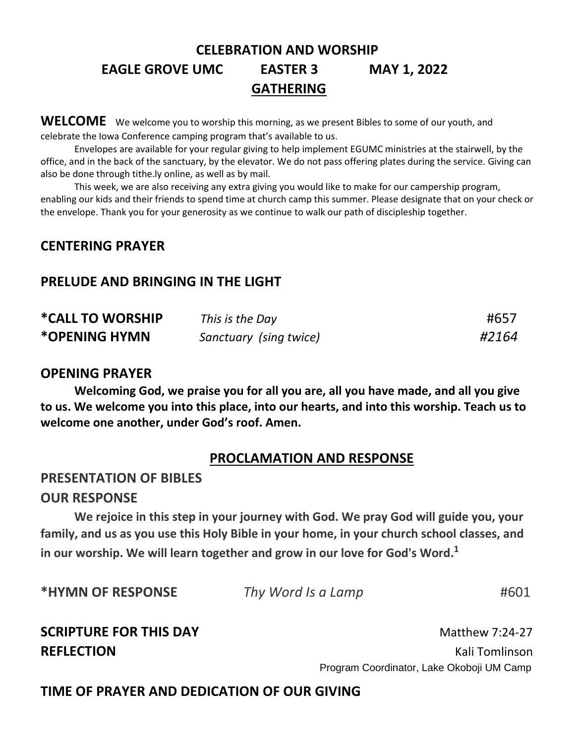# CELEBRATION AND WORSHIP

## EAGLE GROVE UMC EASTER 3 MAY 1, 2022

## GATHERING

**WELCOME** We welcome you to worship this morning, as we present Bibles to some of our youth, and celebrate the Iowa Conference camping program that's available to us.

Envelopes are available for your regular giving to help implement EGUMC ministries at the stairwell, by the office, and in the back of the sanctuary, by the elevator. We do not pass offering plates during the service. Giving can also be done through tithe.ly online, as well as by mail.

This week, we are also receiving any extra giving you would like to make for our campership program, enabling our kids and their friends to spend time at church camp this summer. Please designate that on your check or the envelope. Thank you for your generosity as we continue to walk our path of discipleship together.

**CENTERING PRAYER**

**PRELUDE AND BRINGING IN THE LIGHT**

**\*CALL TO WORSHIP** *This is the Day* #657

**\*OPENING HYMN** *Sanctuary (sing twice)* *#2164*

**OPENING PRAYER**

**Welcoming God, we praise you for all you are, all you have made, and all you give to us. We welcome you into this place, into our hearts, and into this worship. Teach us to welcome one another, under God's roof. Amen.**

## PROCLAMATION AND RESPONSE

**PRESENTATION OF BIBLES**

**OUR RESPONSE**

**We rejoice in this step in your journey with God. We pray God will guide you, your family, and us as you use this Holy Bible in your home, in your church school classes, and in our worship. We will learn together and grow in our love for God's Word.**[1]

**\*HYMN OF RESPONSE** *Thy Word Is a Lamp* #601

**SCRIPTURE FOR THIS DAY** Matthew 7:24-27

**REFLECTION** Kali Tomlinson
Program Coordinator, Lake Okoboji UM Camp

**TIME OF PRAYER AND DEDICATION OF OUR GIVING**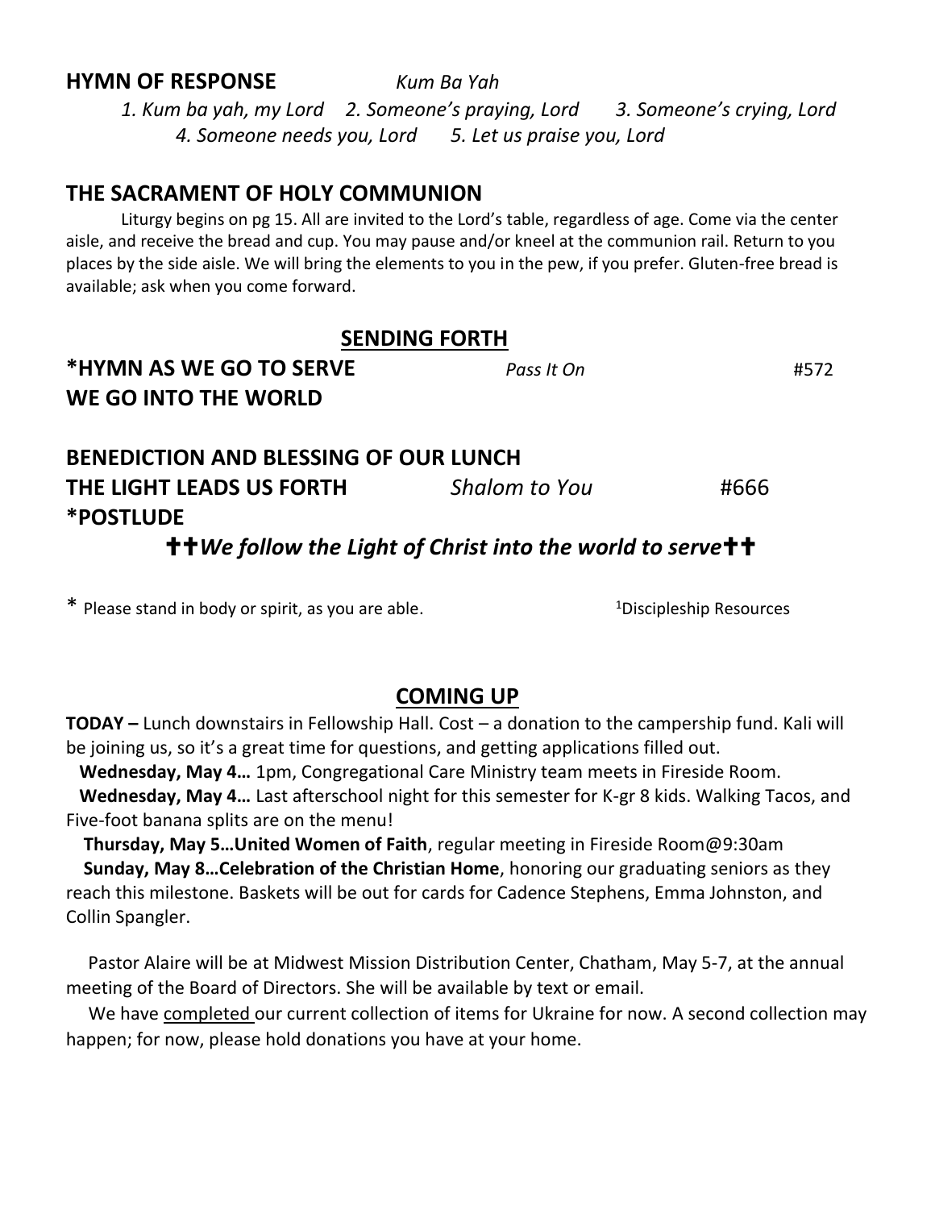**HYMN OF RESPONSE** *Kum Ba Yah*

*1. Kum ba yah, my Lord 2. Someone's praying, Lord 3. Someone's crying, Lord*
*4. Someone needs you, Lord 5. Let us praise you, Lord*

## THE SACRAMENT OF HOLY COMMUNION

Liturgy begins on pg 15. All are invited to the Lord's table, regardless of age. Come via the center aisle, and receive the bread and cup. You may pause and/or kneel at the communion rail. Return to you places by the side aisle. We will bring the elements to you in the pew, if you prefer. Gluten-free bread is available; ask when you come forward.

## SENDING FORTH

**\*HYMN AS WE GO TO SERVE** *Pass It On* #572

**WE GO INTO THE WORLD**

**BENEDICTION AND BLESSING OF OUR LUNCH**

**THE LIGHT LEADS US FORTH** *Shalom to You* #666

**\*POSTLUDE**

**✝✝*We follow the Light of Christ into the world to serve*✝✝**

\* Please stand in body or spirit, as you are able. [1]Discipleship Resources

## COMING UP

**TODAY –** Lunch downstairs in Fellowship Hall. Cost – a donation to the campership fund. Kali will be joining us, so it's a great time for questions, and getting applications filled out.

**Wednesday, May 4…** 1pm, Congregational Care Ministry team meets in Fireside Room.

**Wednesday, May 4…** Last afterschool night for this semester for K-gr 8 kids. Walking Tacos, and Five-foot banana splits are on the menu!

**Thursday, May 5…United Women of Faith**, regular meeting in Fireside Room@9:30am

**Sunday, May 8…Celebration of the Christian Home**, honoring our graduating seniors as they reach this milestone. Baskets will be out for cards for Cadence Stephens, Emma Johnston, and Collin Spangler.

Pastor Alaire will be at Midwest Mission Distribution Center, Chatham, May 5-7, at the annual meeting of the Board of Directors. She will be available by text or email.

We have completed our current collection of items for Ukraine for now. A second collection may happen; for now, please hold donations you have at your home.